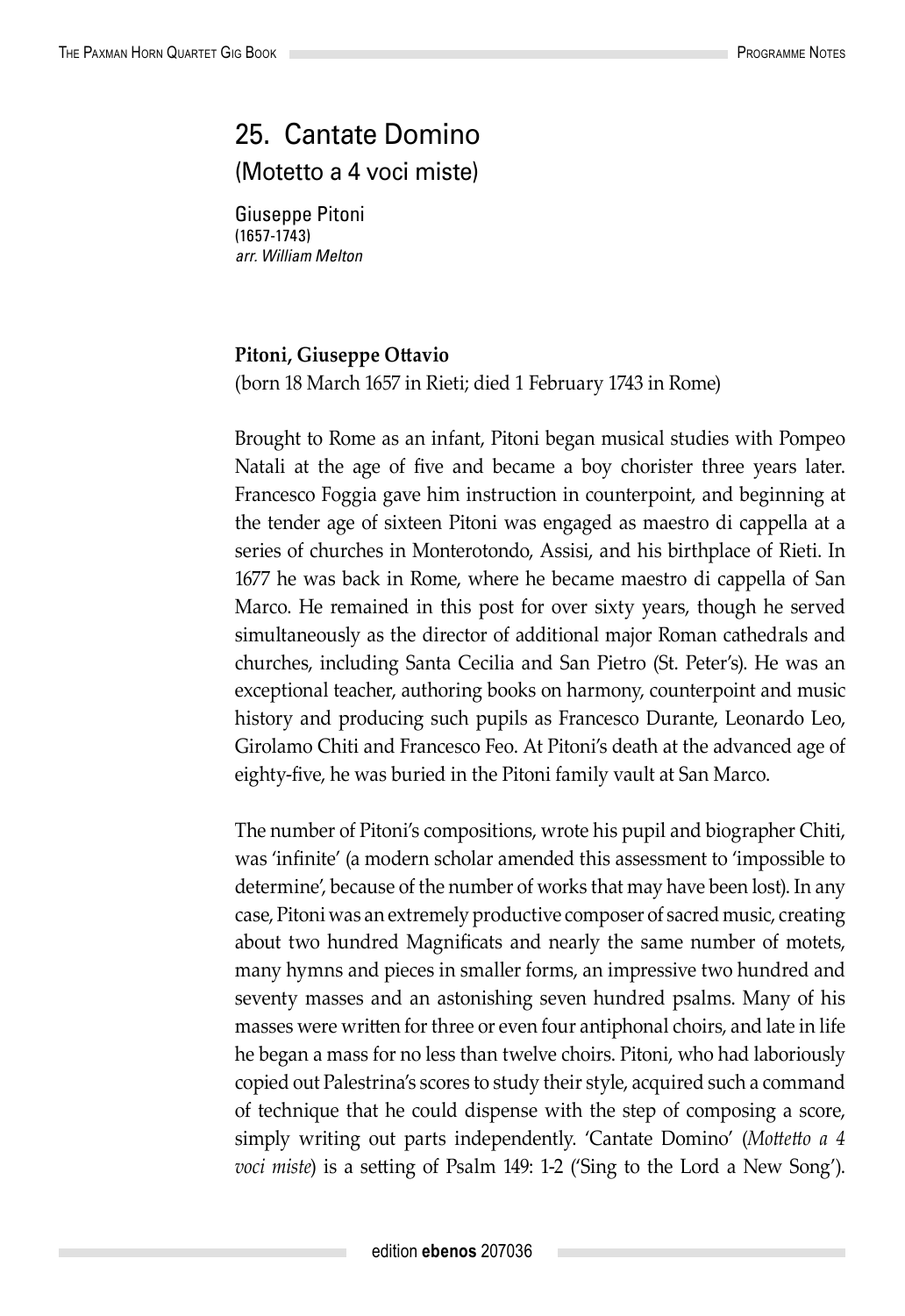# 25. Cantate Domino

(Motetto a 4 voci miste)

Giuseppe Pitoni
(1657-1743)
*arr. William Melton*

**Pitoni, Giuseppe Ottavio**
(born 18 March 1657 in Rieti; died 1 February 1743 in Rome)

Brought to Rome as an infant, Pitoni began musical studies with Pompeo Natali at the age of five and became a boy chorister three years later. Francesco Foggia gave him instruction in counterpoint, and beginning at the tender age of sixteen Pitoni was engaged as maestro di cappella at a series of churches in Monterotondo, Assisi, and his birthplace of Rieti. In 1677 he was back in Rome, where he became maestro di cappella of San Marco. He remained in this post for over sixty years, though he served simultaneously as the director of additional major Roman cathedrals and churches, including Santa Cecilia and San Pietro (St. Peter's). He was an exceptional teacher, authoring books on harmony, counterpoint and music history and producing such pupils as Francesco Durante, Leonardo Leo, Girolamo Chiti and Francesco Feo. At Pitoni's death at the advanced age of eighty-five, he was buried in the Pitoni family vault at San Marco.

The number of Pitoni's compositions, wrote his pupil and biographer Chiti, was 'infinite' (a modern scholar amended this assessment to 'impossible to determine', because of the number of works that may have been lost). In any case, Pitoni was an extremely productive composer of sacred music, creating about two hundred Magnificats and nearly the same number of motets, many hymns and pieces in smaller forms, an impressive two hundred and seventy masses and an astonishing seven hundred psalms. Many of his masses were written for three or even four antiphonal choirs, and late in life he began a mass for no less than twelve choirs. Pitoni, who had laboriously copied out Palestrina's scores to study their style, acquired such a command of technique that he could dispense with the step of composing a score, simply writing out parts independently. 'Cantate Domino' (*Mottetto a 4 voci miste*) is a setting of Psalm 149: 1-2 ('Sing to the Lord a New Song').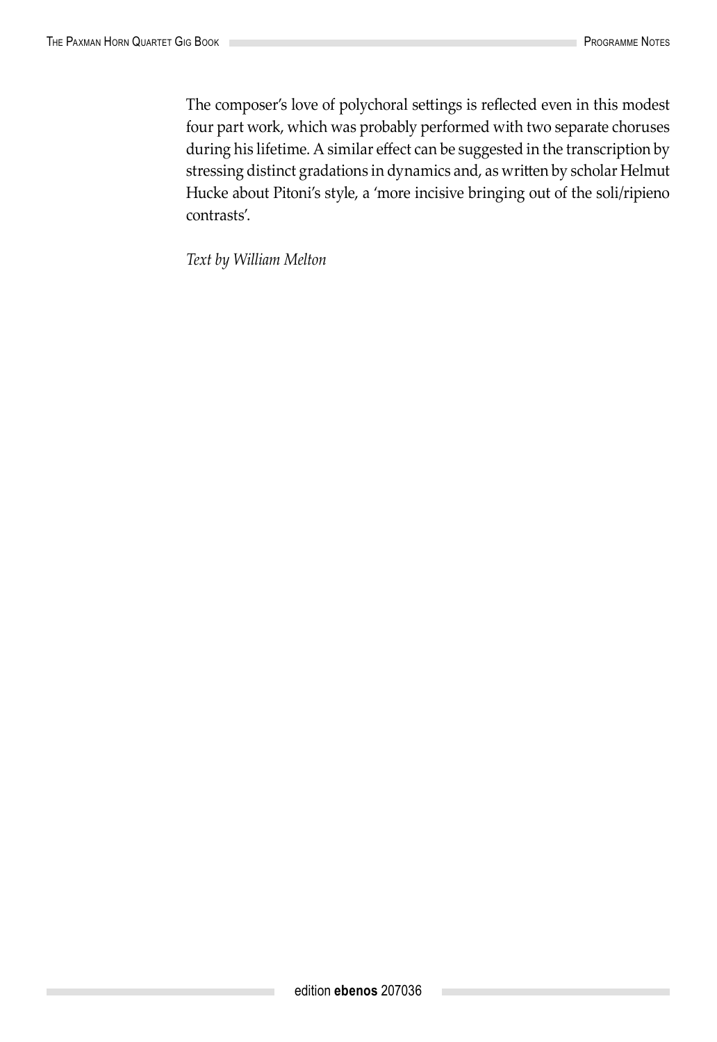The composer's love of polychoral settings is reflected even in this modest four part work, which was probably performed with two separate choruses during his lifetime. A similar effect can be suggested in the transcription by stressing distinct gradations in dynamics and, as written by scholar Helmut Hucke about Pitoni's style, a 'more incisive bringing out of the soli/ripieno contrasts'.

*Text by William Melton*